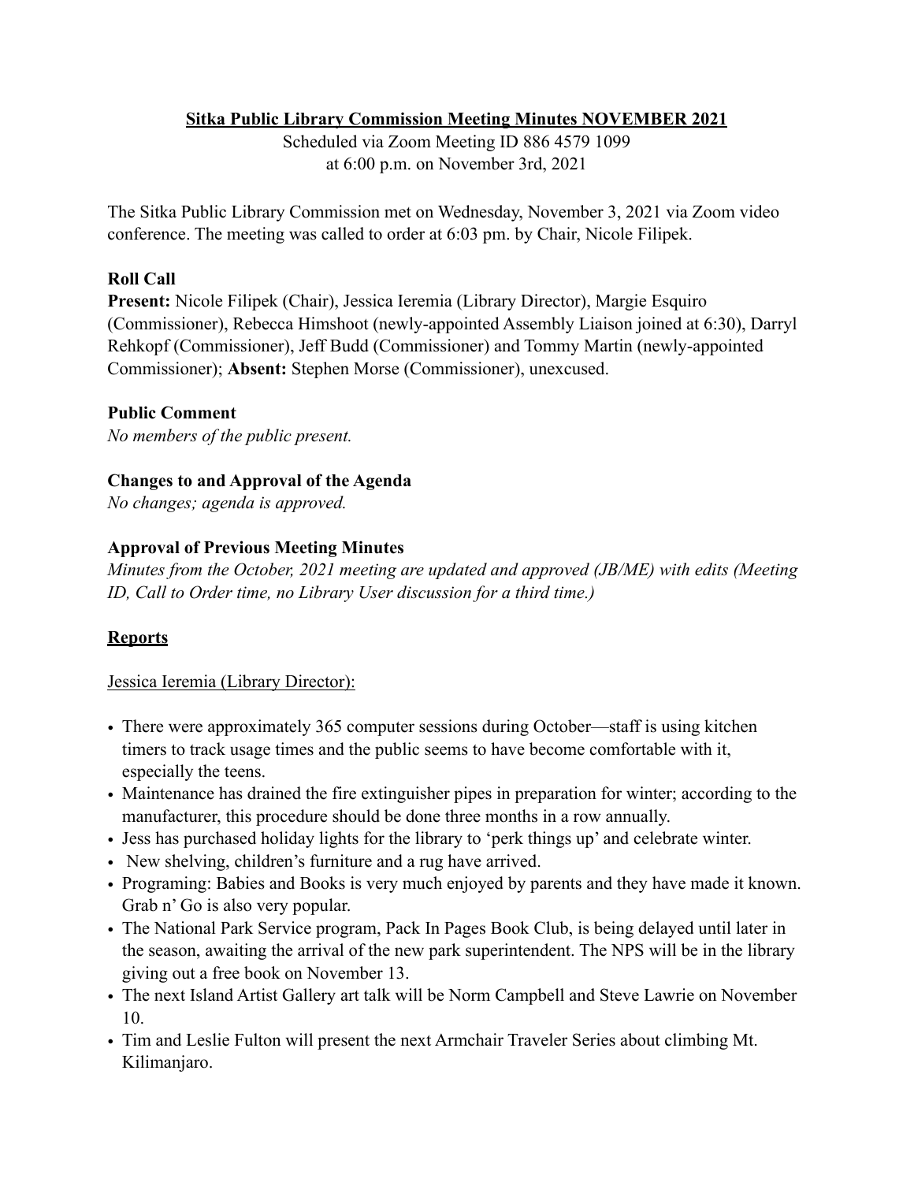**Sitka Public Library Commission Meeting Minutes NOVEMBER 2021**

Scheduled via Zoom Meeting ID 886 4579 1099
at 6:00 p.m. on November 3rd, 2021

The Sitka Public Library Commission met on Wednesday, November 3, 2021 via Zoom video conference. The meeting was called to order at 6:03 pm. by Chair, Nicole Filipek.

**Roll Call**

**Present:** Nicole Filipek (Chair), Jessica Ieremia (Library Director), Margie Esquiro (Commissioner), Rebecca Himshoot (newly-appointed Assembly Liaison joined at 6:30), Darryl Rehkopf (Commissioner), Jeff Budd (Commissioner) and Tommy Martin (newly-appointed Commissioner); **Absent:** Stephen Morse (Commissioner), unexcused.

**Public Comment**

*No members of the public present.*

**Changes to and Approval of the Agenda**

*No changes; agenda is approved.*

**Approval of Previous Meeting Minutes**

*Minutes from the October, 2021 meeting are updated and approved (JB/ME) with edits (Meeting ID, Call to Order time, no Library User discussion for a third time.)*

**Reports**

Jessica Ieremia (Library Director):

- There were approximately 365 computer sessions during October—staff is using kitchen timers to track usage times and the public seems to have become comfortable with it, especially the teens.
- Maintenance has drained the fire extinguisher pipes in preparation for winter; according to the manufacturer, this procedure should be done three months in a row annually.
- Jess has purchased holiday lights for the library to 'perk things up' and celebrate winter.
- New shelving, children's furniture and a rug have arrived.
- Programing: Babies and Books is very much enjoyed by parents and they have made it known. Grab n' Go is also very popular.
- The National Park Service program, Pack In Pages Book Club, is being delayed until later in the season, awaiting the arrival of the new park superintendent. The NPS will be in the library giving out a free book on November 13.
- The next Island Artist Gallery art talk will be Norm Campbell and Steve Lawrie on November 10.
- Tim and Leslie Fulton will present the next Armchair Traveler Series about climbing Mt. Kilimanjaro.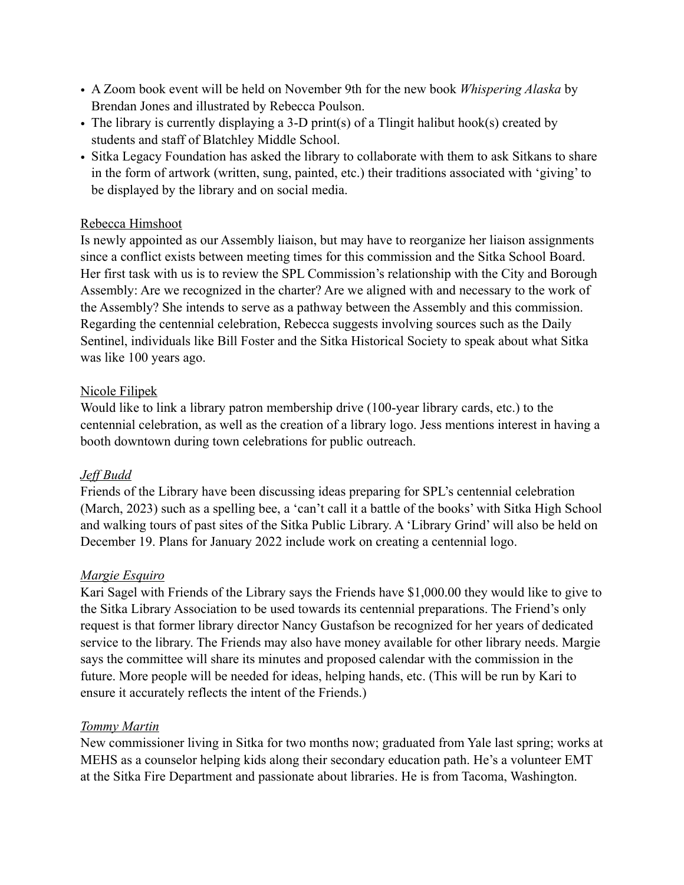- A Zoom book event will be held on November 9th for the new book *Whispering Alaska* by Brendan Jones and illustrated by Rebecca Poulson.
- The library is currently displaying a 3-D print(s) of a Tlingit halibut hook(s) created by students and staff of Blatchley Middle School.
- Sitka Legacy Foundation has asked the library to collaborate with them to ask Sitkans to share in the form of artwork (written, sung, painted, etc.) their traditions associated with 'giving' to be displayed by the library and on social media.

<u>Rebecca Himshoot</u>

Is newly appointed as our Assembly liaison, but may have to reorganize her liaison assignments since a conflict exists between meeting times for this commission and the Sitka School Board. Her first task with us is to review the SPL Commission's relationship with the City and Borough Assembly: Are we recognized in the charter? Are we aligned with and necessary to the work of the Assembly? She intends to serve as a pathway between the Assembly and this commission. Regarding the centennial celebration, Rebecca suggests involving sources such as the Daily Sentinel, individuals like Bill Foster and the Sitka Historical Society to speak about what Sitka was like 100 years ago.

<u>Nicole Filipek</u>

Would like to link a library patron membership drive (100-year library cards, etc.) to the centennial celebration, as well as the creation of a library logo. Jess mentions interest in having a booth downtown during town celebrations for public outreach.

<u>*Jeff Budd*</u>

Friends of the Library have been discussing ideas preparing for SPL's centennial celebration (March, 2023) such as a spelling bee, a 'can't call it a battle of the books' with Sitka High School and walking tours of past sites of the Sitka Public Library. A 'Library Grind' will also be held on December 19. Plans for January 2022 include work on creating a centennial logo.

<u>*Margie Esquiro*</u>

Kari Sagel with Friends of the Library says the Friends have $1,000.00 they would like to give to the Sitka Library Association to be used towards its centennial preparations. The Friend's only request is that former library director Nancy Gustafson be recognized for her years of dedicated service to the library. The Friends may also have money available for other library needs. Margie says the committee will share its minutes and proposed calendar with the commission in the future. More people will be needed for ideas, helping hands, etc. (This will be run by Kari to ensure it accurately reflects the intent of the Friends.)

<u>*Tommy Martin*</u>

New commissioner living in Sitka for two months now; graduated from Yale last spring; works at MEHS as a counselor helping kids along their secondary education path. He's a volunteer EMT at the Sitka Fire Department and passionate about libraries. He is from Tacoma, Washington.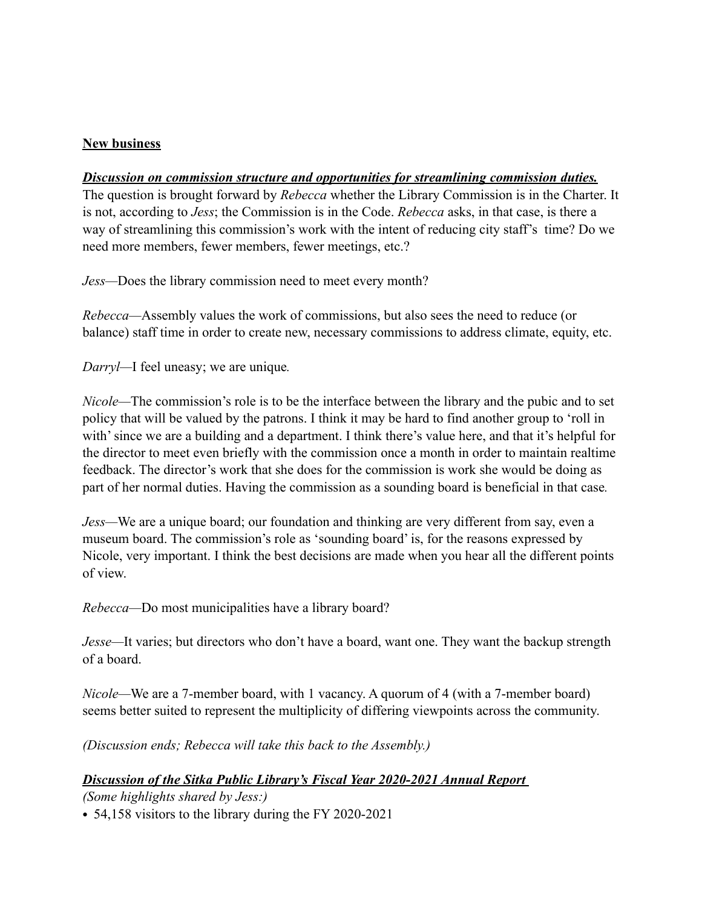**New business**

***Discussion on commission structure and opportunities for streamlining commission duties.***

The question is brought forward by *Rebecca* whether the Library Commission is in the Charter. It is not, according to *Jess*; the Commission is in the Code. *Rebecca* asks, in that case, is there a way of streamlining this commission's work with the intent of reducing city staff's time? Do we need more members, fewer members, fewer meetings, etc.?

*Jess*—Does the library commission need to meet every month?

*Rebecca*—Assembly values the work of commissions, but also sees the need to reduce (or balance) staff time in order to create new, necessary commissions to address climate, equity, etc.

*Darryl*—I feel uneasy; we are unique*.*

*Nicole*—The commission's role is to be the interface between the library and the pubic and to set policy that will be valued by the patrons. I think it may be hard to find another group to 'roll in with' since we are a building and a department. I think there's value here, and that it's helpful for the director to meet even briefly with the commission once a month in order to maintain realtime feedback. The director's work that she does for the commission is work she would be doing as part of her normal duties. Having the commission as a sounding board is beneficial in that case*.*

*Jess*—We are a unique board; our foundation and thinking are very different from say, even a museum board. The commission's role as 'sounding board' is, for the reasons expressed by Nicole, very important. I think the best decisions are made when you hear all the different points of view.

*Rebecca*—Do most municipalities have a library board?

*Jesse*—It varies; but directors who don't have a board, want one. They want the backup strength of a board.

*Nicole*—We are a 7-member board, with 1 vacancy. A quorum of 4 (with a 7-member board) seems better suited to represent the multiplicity of differing viewpoints across the community.

*(Discussion ends; Rebecca will take this back to the Assembly.)*

***Discussion of the Sitka Public Library's Fiscal Year 2020-2021 Annual Report***

*(Some highlights shared by Jess:)*

- 54,158 visitors to the library during the FY 2020-2021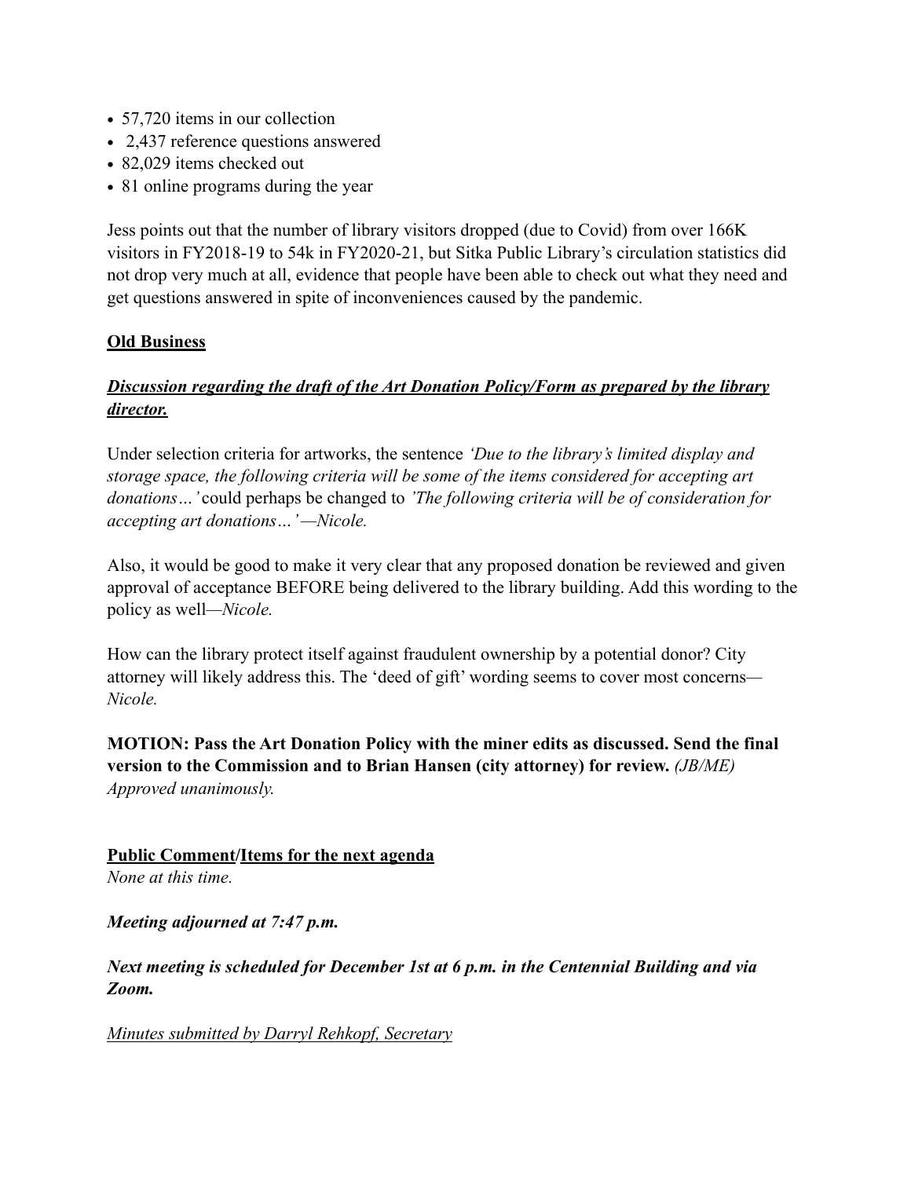- 57,720 items in our collection
- 2,437 reference questions answered
- 82,029 items checked out
- 81 online programs during the year

Jess points out that the number of library visitors dropped (due to Covid) from over 166K visitors in FY2018-19 to 54k in FY2020-21, but Sitka Public Library's circulation statistics did not drop very much at all, evidence that people have been able to check out what they need and get questions answered in spite of inconveniences caused by the pandemic.

**Old Business**

***Discussion regarding the draft of the Art Donation Policy/Form as prepared by the library director.***

Under selection criteria for artworks, the sentence *'Due to the library's limited display and storage space, the following criteria will be some of the items considered for accepting art donations…'* could perhaps be changed to *'The following criteria will be of consideration for accepting art donations…' —Nicole.*

Also, it would be good to make it very clear that any proposed donation be reviewed and given approval of acceptance BEFORE being delivered to the library building. Add this wording to the policy as well—*Nicole.*

How can the library protect itself against fraudulent ownership by a potential donor? City attorney will likely address this. The 'deed of gift' wording seems to cover most concerns—*Nicole.*

**MOTION: Pass the Art Donation Policy with the miner edits as discussed. Send the final version to the Commission and to Brian Hansen (city attorney) for review.** *(JB/ME) Approved unanimously.*

**Public Comment/Items for the next agenda**

*None at this time.*

***Meeting adjourned at 7:47 p.m.***

***Next meeting is scheduled for December 1st at 6 p.m. in the Centennial Building and via Zoom.***

*Minutes submitted by Darryl Rehkopf, Secretary*